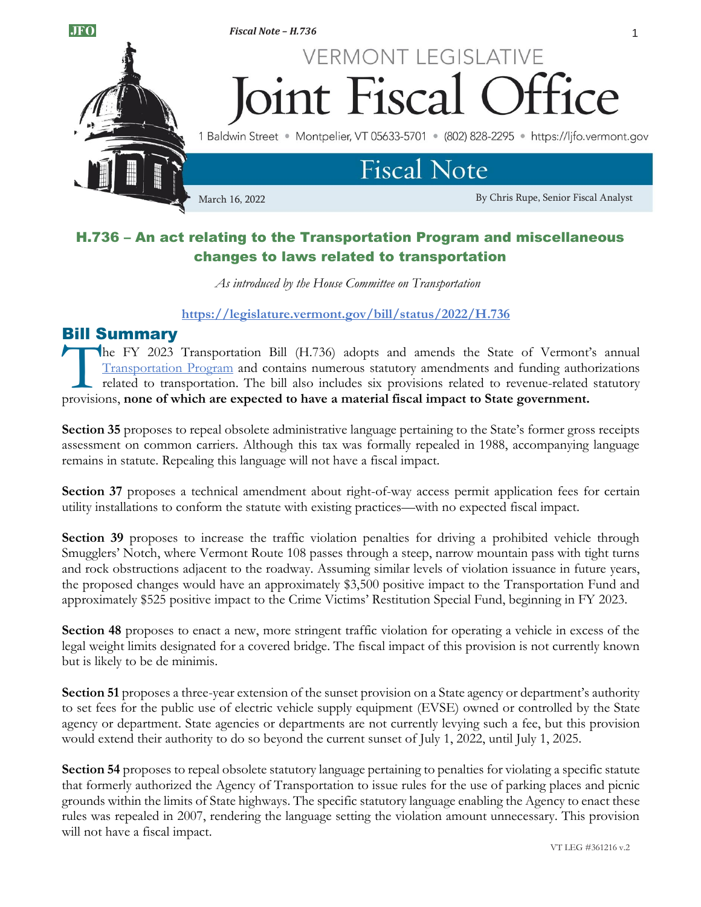VERMONT LEGISLATIVE

# Joint Fiscal Office

1 Baldwin Street • Montpelier, VT 05633-5701 • (802) 828-2295 • https://ljfo.vermont.gov

## Fiscal Note

March 16, 2022

By Chris Rupe, Senior Fiscal Analyst

## H.736 – An act relating to the Transportation Program and miscellaneous changes to laws related to transportation

*As introduced by the House Committee on Transportation*

https://legislature.vermont.gov/bill/status/2022/H.736

## Bill Summary

The FY 2023 Transportation Bill (H.736) adopts and amends the State of Vermont's annual Transportation Program and contains numerous statutory amendments and funding authorizations related to transportation. The bill also includes six provisions related to revenue-related statutory provisions, **none of which are expected to have a material fiscal impact to State government.**

**Section 35** proposes to repeal obsolete administrative language pertaining to the State's former gross receipts assessment on common carriers. Although this tax was formally repealed in 1988, accompanying language remains in statute. Repealing this language will not have a fiscal impact.

**Section 37** proposes a technical amendment about right-of-way access permit application fees for certain utility installations to conform the statute with existing practices—with no expected fiscal impact.

**Section 39** proposes to increase the traffic violation penalties for driving a prohibited vehicle through Smugglers' Notch, where Vermont Route 108 passes through a steep, narrow mountain pass with tight turns and rock obstructions adjacent to the roadway. Assuming similar levels of violation issuance in future years, the proposed changes would have an approximately $3,500 positive impact to the Transportation Fund and approximately $525 positive impact to the Crime Victims' Restitution Special Fund, beginning in FY 2023.

**Section 48** proposes to enact a new, more stringent traffic violation for operating a vehicle in excess of the legal weight limits designated for a covered bridge. The fiscal impact of this provision is not currently known but is likely to be de minimis.

**Section 51** proposes a three-year extension of the sunset provision on a State agency or department's authority to set fees for the public use of electric vehicle supply equipment (EVSE) owned or controlled by the State agency or department. State agencies or departments are not currently levying such a fee, but this provision would extend their authority to do so beyond the current sunset of July 1, 2022, until July 1, 2025.

**Section 54** proposes to repeal obsolete statutory language pertaining to penalties for violating a specific statute that formerly authorized the Agency of Transportation to issue rules for the use of parking places and picnic grounds within the limits of State highways. The specific statutory language enabling the Agency to enact these rules was repealed in 2007, rendering the language setting the violation amount unnecessary. This provision will not have a fiscal impact.

VT LEG #361216 v.2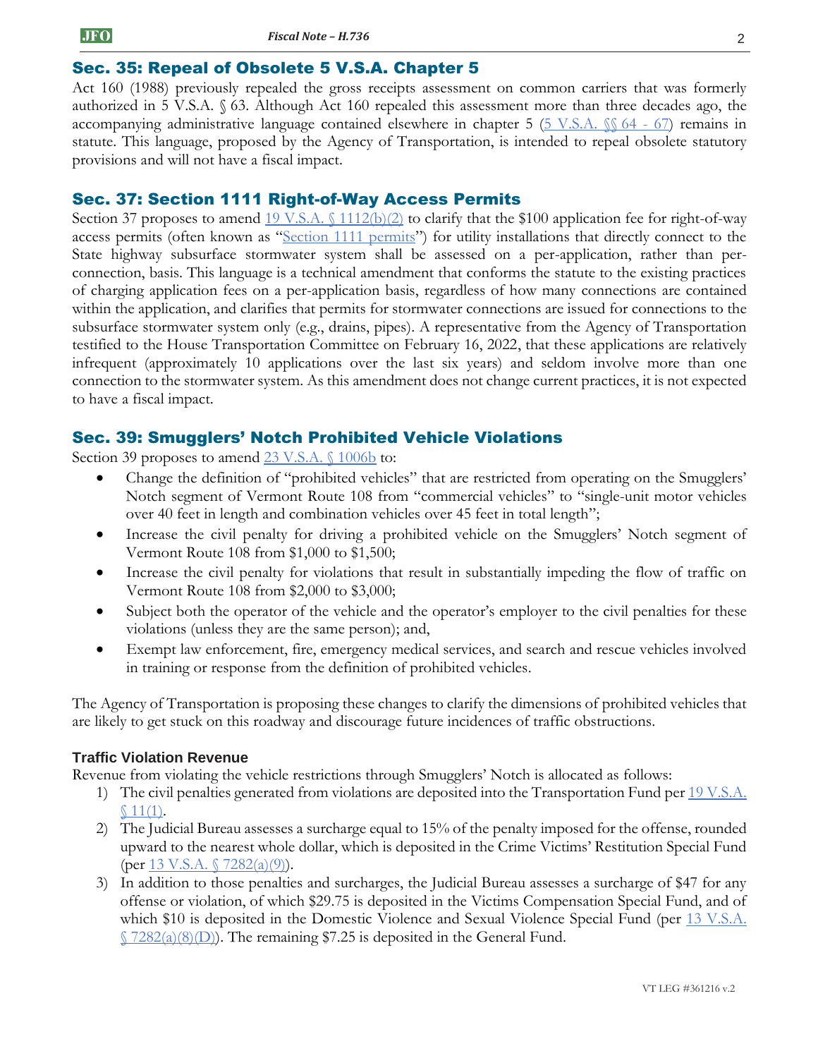## Sec. 35: Repeal of Obsolete 5 V.S.A. Chapter 5

Act 160 (1988) previously repealed the gross receipts assessment on common carriers that was formerly authorized in 5 V.S.A. § 63. Although Act 160 repealed this assessment more than three decades ago, the accompanying administrative language contained elsewhere in chapter 5 (5 V.S.A. §§ 64 - 67) remains in statute. This language, proposed by the Agency of Transportation, is intended to repeal obsolete statutory provisions and will not have a fiscal impact.

## Sec. 37: Section 1111 Right-of-Way Access Permits

Section 37 proposes to amend 19 V.S.A. § 1112(b)(2) to clarify that the $100 application fee for right-of-way access permits (often known as "Section 1111 permits") for utility installations that directly connect to the State highway subsurface stormwater system shall be assessed on a per-application, rather than per-connection, basis. This language is a technical amendment that conforms the statute to the existing practices of charging application fees on a per-application basis, regardless of how many connections are contained within the application, and clarifies that permits for stormwater connections are issued for connections to the subsurface stormwater system only (e.g., drains, pipes). A representative from the Agency of Transportation testified to the House Transportation Committee on February 16, 2022, that these applications are relatively infrequent (approximately 10 applications over the last six years) and seldom involve more than one connection to the stormwater system. As this amendment does not change current practices, it is not expected to have a fiscal impact.

## Sec. 39: Smugglers' Notch Prohibited Vehicle Violations

Section 39 proposes to amend 23 V.S.A. § 1006b to:

- Change the definition of "prohibited vehicles" that are restricted from operating on the Smugglers' Notch segment of Vermont Route 108 from "commercial vehicles" to "single-unit motor vehicles over 40 feet in length and combination vehicles over 45 feet in total length";
- Increase the civil penalty for driving a prohibited vehicle on the Smugglers' Notch segment of Vermont Route 108 from $1,000 to $1,500;
- Increase the civil penalty for violations that result in substantially impeding the flow of traffic on Vermont Route 108 from $2,000 to $3,000;
- Subject both the operator of the vehicle and the operator's employer to the civil penalties for these violations (unless they are the same person); and,
- Exempt law enforcement, fire, emergency medical services, and search and rescue vehicles involved in training or response from the definition of prohibited vehicles.

The Agency of Transportation is proposing these changes to clarify the dimensions of prohibited vehicles that are likely to get stuck on this roadway and discourage future incidences of traffic obstructions.

### Traffic Violation Revenue

Revenue from violating the vehicle restrictions through Smugglers' Notch is allocated as follows:

1) The civil penalties generated from violations are deposited into the Transportation Fund per 19 V.S.A. § 11(1).
2) The Judicial Bureau assesses a surcharge equal to 15% of the penalty imposed for the offense, rounded upward to the nearest whole dollar, which is deposited in the Crime Victims' Restitution Special Fund (per 13 V.S.A. § 7282(a)(9)).
3) In addition to those penalties and surcharges, the Judicial Bureau assesses a surcharge of $47 for any offense or violation, of which $29.75 is deposited in the Victims Compensation Special Fund, and of which $10 is deposited in the Domestic Violence and Sexual Violence Special Fund (per 13 V.S.A. § 7282(a)(8)(D)). The remaining $7.25 is deposited in the General Fund.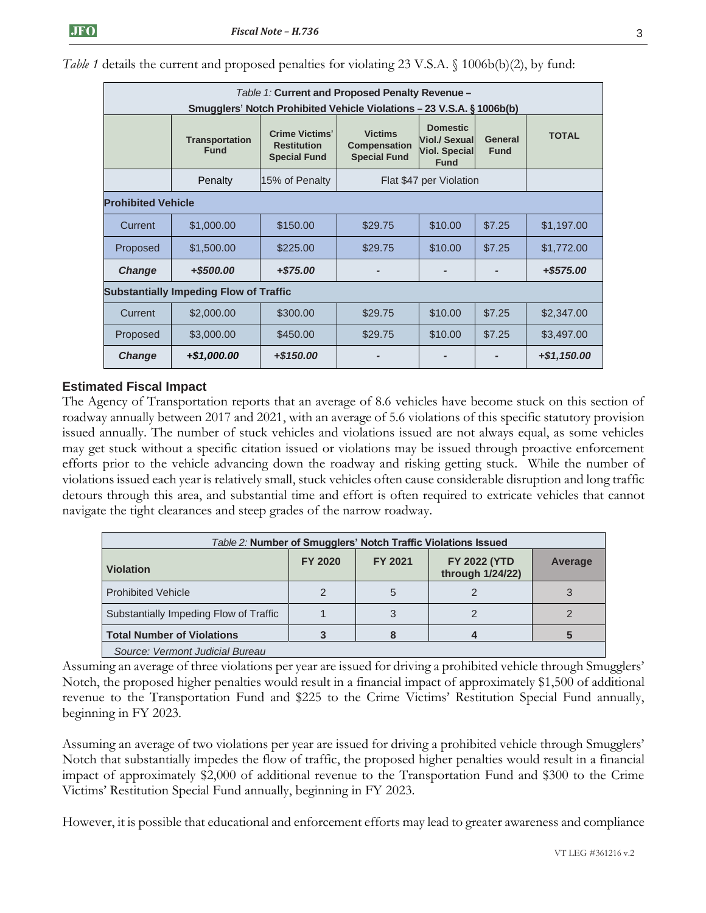*Table 1* details the current and proposed penalties for violating 23 V.S.A. § 1006b(b)(2), by fund:

| *Table 1:* **Current and Proposed Penalty Revenue – Smugglers' Notch Prohibited Vehicle Violations – 23 V.S.A. § 1006b(b)** | | | | | | |
|---|---|---|---|---|---|---|
| | **Transportation Fund** | **Crime Victims' Restitution Special Fund** | **Victims Compensation Special Fund** | **Domestic Viol./ Sexual Viol. Special Fund** | **General Fund** | **TOTAL** |
| | Penalty | 15% of Penalty | Flat $47 per Violation | | | |
| **Prohibited Vehicle** | | | | | | |
| Current | $1,000.00 | $150.00 | $29.75 | $10.00 | $7.25 | $1,197.00 |
| Proposed | $1,500.00 | $225.00 | $29.75 | $10.00 | $7.25 | $1,772.00 |
| ***Change*** | ***+$500.00*** | ***+$75.00*** | - | - | - | ***+$575.00*** |
| **Substantially Impeding Flow of Traffic** | | | | | | |
| Current | $2,000.00 | $300.00 | $29.75 | $10.00 | $7.25 | $2,347.00 |
| Proposed | $3,000.00 | $450.00 | $29.75 | $10.00 | $7.25 | $3,497.00 |
| ***Change*** | ***+$1,000.00*** | ***+$150.00*** | - | - | - | ***+$1,150.00*** |

## Estimated Fiscal Impact

The Agency of Transportation reports that an average of 8.6 vehicles have become stuck on this section of roadway annually between 2017 and 2021, with an average of 5.6 violations of this specific statutory provision issued annually. The number of stuck vehicles and violations issued are not always equal, as some vehicles may get stuck without a specific citation issued or violations may be issued through proactive enforcement efforts prior to the vehicle advancing down the roadway and risking getting stuck. While the number of violations issued each year is relatively small, stuck vehicles often cause considerable disruption and long traffic detours through this area, and substantial time and effort is often required to extricate vehicles that cannot navigate the tight clearances and steep grades of the narrow roadway.

| *Table 2:* **Number of Smugglers' Notch Traffic Violations Issued** | | | | |
|---|---|---|---|---|
| **Violation** | **FY 2020** | **FY 2021** | **FY 2022 (YTD through 1/24/22)** | **Average** |
| Prohibited Vehicle | 2 | 5 | 2 | 3 |
| Substantially Impeding Flow of Traffic | 1 | 3 | 2 | 2 |
| **Total Number of Violations** | **3** | **8** | **4** | **5** |

*Source: Vermont Judicial Bureau*

Assuming an average of three violations per year are issued for driving a prohibited vehicle through Smugglers' Notch, the proposed higher penalties would result in a financial impact of approximately $1,500 of additional revenue to the Transportation Fund and $225 to the Crime Victims' Restitution Special Fund annually, beginning in FY 2023.

Assuming an average of two violations per year are issued for driving a prohibited vehicle through Smugglers' Notch that substantially impedes the flow of traffic, the proposed higher penalties would result in a financial impact of approximately $2,000 of additional revenue to the Transportation Fund and $300 to the Crime Victims' Restitution Special Fund annually, beginning in FY 2023.

However, it is possible that educational and enforcement efforts may lead to greater awareness and compliance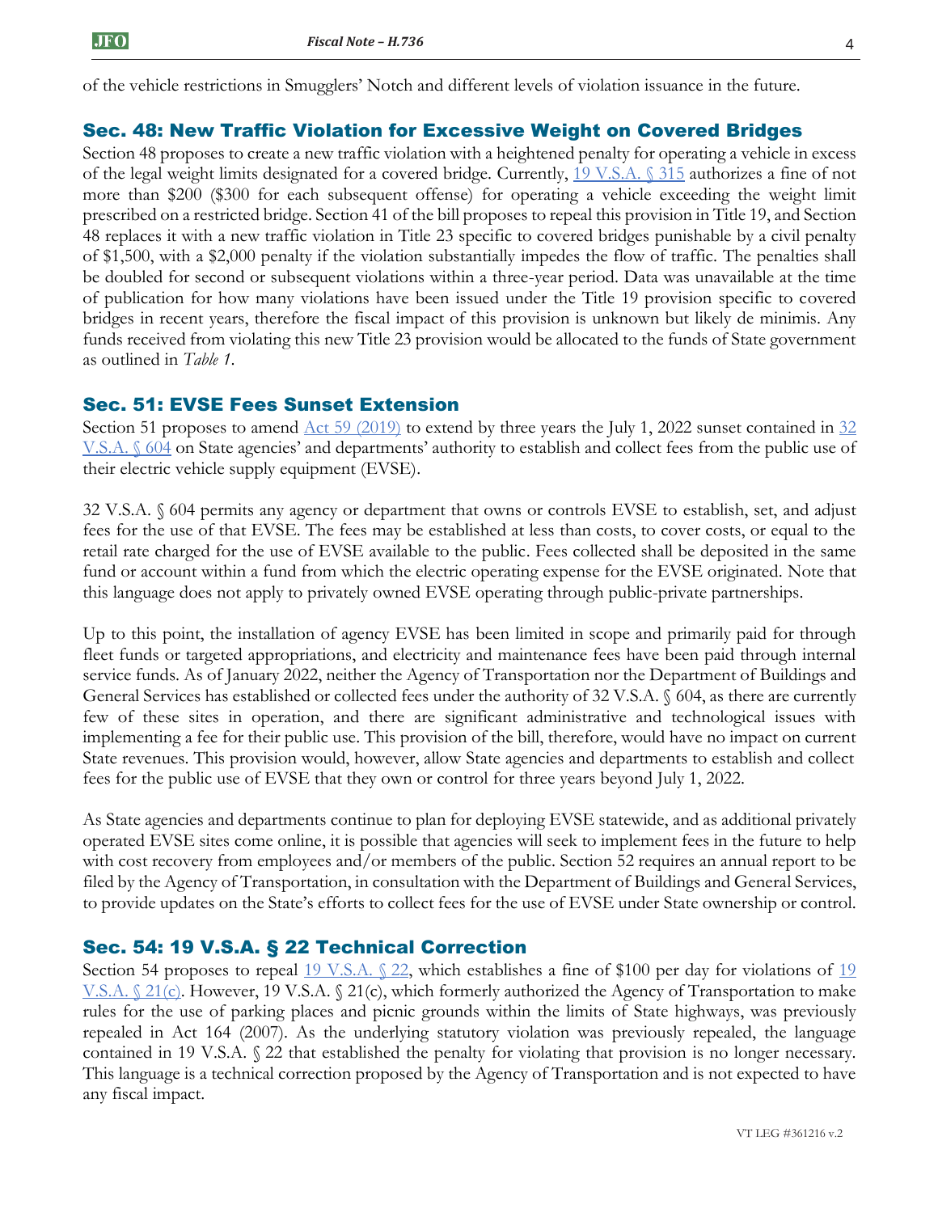of the vehicle restrictions in Smugglers' Notch and different levels of violation issuance in the future.

## Sec. 48: New Traffic Violation for Excessive Weight on Covered Bridges

Section 48 proposes to create a new traffic violation with a heightened penalty for operating a vehicle in excess of the legal weight limits designated for a covered bridge. Currently, 19 V.S.A. § 315 authorizes a fine of not more than $200 ($300 for each subsequent offense) for operating a vehicle exceeding the weight limit prescribed on a restricted bridge. Section 41 of the bill proposes to repeal this provision in Title 19, and Section 48 replaces it with a new traffic violation in Title 23 specific to covered bridges punishable by a civil penalty of $1,500, with a $2,000 penalty if the violation substantially impedes the flow of traffic. The penalties shall be doubled for second or subsequent violations within a three-year period. Data was unavailable at the time of publication for how many violations have been issued under the Title 19 provision specific to covered bridges in recent years, therefore the fiscal impact of this provision is unknown but likely de minimis. Any funds received from violating this new Title 23 provision would be allocated to the funds of State government as outlined in *Table 1*.

## Sec. 51: EVSE Fees Sunset Extension

Section 51 proposes to amend Act 59 (2019) to extend by three years the July 1, 2022 sunset contained in 32 V.S.A. § 604 on State agencies' and departments' authority to establish and collect fees from the public use of their electric vehicle supply equipment (EVSE).

32 V.S.A. § 604 permits any agency or department that owns or controls EVSE to establish, set, and adjust fees for the use of that EVSE. The fees may be established at less than costs, to cover costs, or equal to the retail rate charged for the use of EVSE available to the public. Fees collected shall be deposited in the same fund or account within a fund from which the electric operating expense for the EVSE originated. Note that this language does not apply to privately owned EVSE operating through public-private partnerships.

Up to this point, the installation of agency EVSE has been limited in scope and primarily paid for through fleet funds or targeted appropriations, and electricity and maintenance fees have been paid through internal service funds. As of January 2022, neither the Agency of Transportation nor the Department of Buildings and General Services has established or collected fees under the authority of 32 V.S.A. § 604, as there are currently few of these sites in operation, and there are significant administrative and technological issues with implementing a fee for their public use. This provision of the bill, therefore, would have no impact on current State revenues. This provision would, however, allow State agencies and departments to establish and collect fees for the public use of EVSE that they own or control for three years beyond July 1, 2022.

As State agencies and departments continue to plan for deploying EVSE statewide, and as additional privately operated EVSE sites come online, it is possible that agencies will seek to implement fees in the future to help with cost recovery from employees and/or members of the public. Section 52 requires an annual report to be filed by the Agency of Transportation, in consultation with the Department of Buildings and General Services, to provide updates on the State's efforts to collect fees for the use of EVSE under State ownership or control.

## Sec. 54: 19 V.S.A. § 22 Technical Correction

Section 54 proposes to repeal 19 V.S.A. § 22, which establishes a fine of $100 per day for violations of 19 V.S.A. § 21(c). However, 19 V.S.A. § 21(c), which formerly authorized the Agency of Transportation to make rules for the use of parking places and picnic grounds within the limits of State highways, was previously repealed in Act 164 (2007). As the underlying statutory violation was previously repealed, the language contained in 19 V.S.A. § 22 that established the penalty for violating that provision is no longer necessary. This language is a technical correction proposed by the Agency of Transportation and is not expected to have any fiscal impact.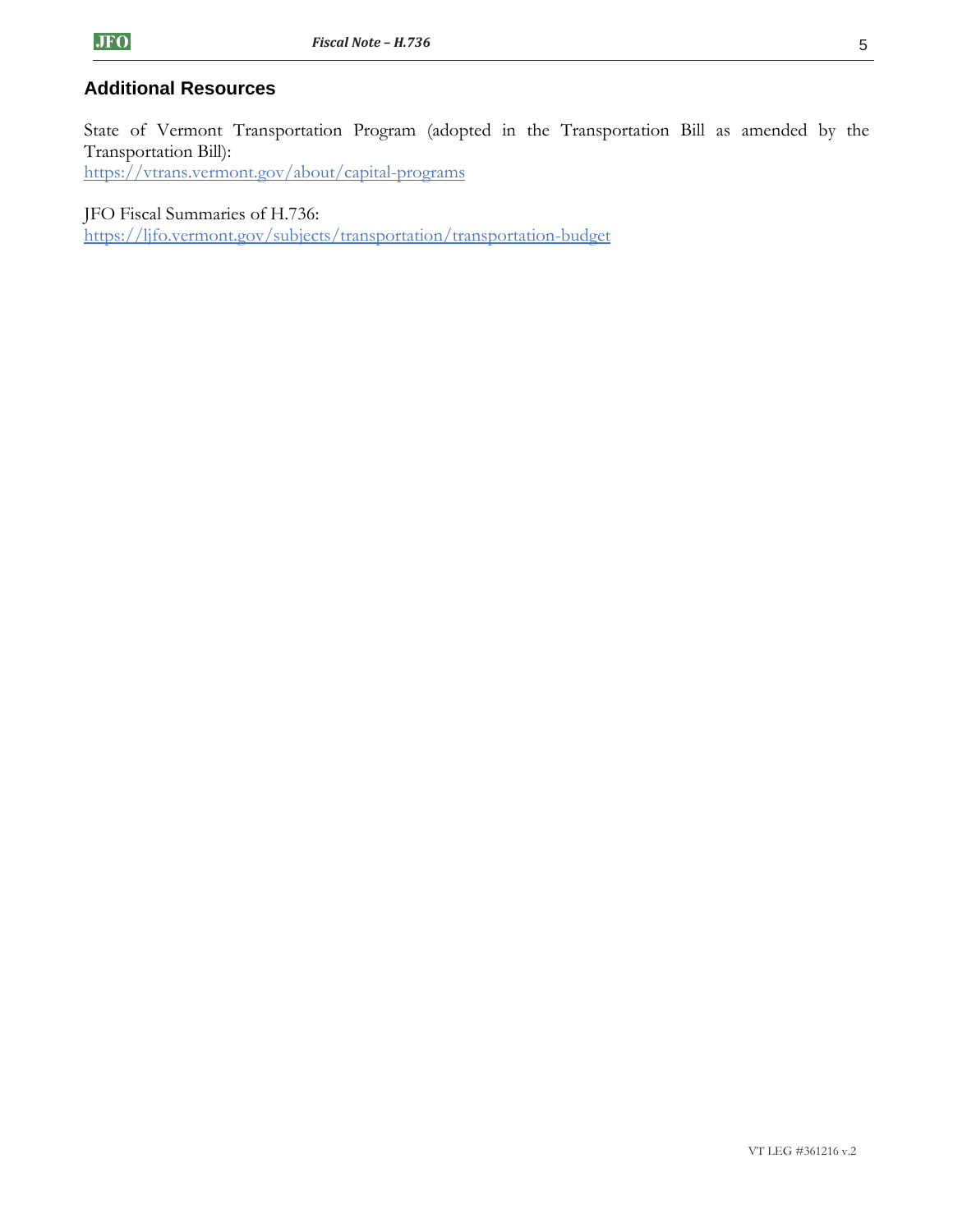## Additional Resources

State of Vermont Transportation Program (adopted in the Transportation Bill as amended by the Transportation Bill):
[https://vtrans.vermont.gov/about/capital-programs](https://vtrans.vermont.gov/about/capital-programs)

JFO Fiscal Summaries of H.736:
[https://ljfo.vermont.gov/subjects/transportation/transportation-budget](https://ljfo.vermont.gov/subjects/transportation/transportation-budget)

VT LEG #361216 v.2